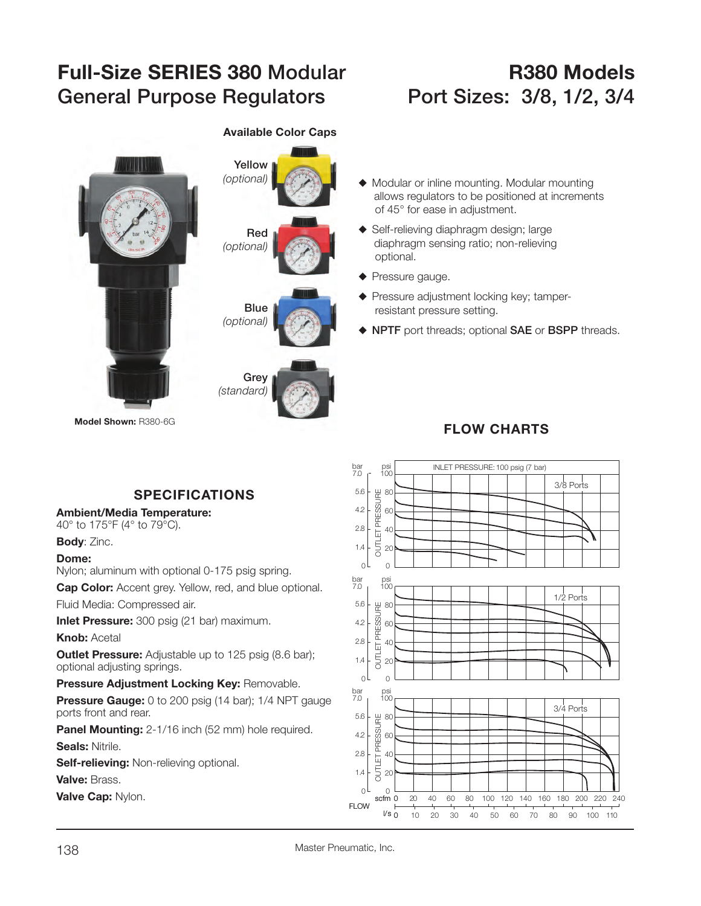# Full-Size SERIES 380 Modular General Purpose Regulators

# R380 Models Port Sizes: 3/8, 1/2, 3/4

**Available Color Caps**

Yellow *(optional)*

Red *(optional)*

Blue *(optional)*

Grey *(standard)*

**Model Shown:** R380-6G

- Modular or inline mounting. Modular mounting allows regulators to be positioned at increments of 45° for ease in adjustment.
- Self-relieving diaphragm design; large diaphragm sensing ratio; non-relieving optional.
- Pressure gauge.
- Pressure adjustment locking key; tamper-resistant pressure setting.
- **NPTF** port threads; optional **SAE** or **BSPP** threads.

## SPECIFICATIONS

**Ambient/Media Temperature:**
40° to 175°F (4° to 79°C).

**Body**: Zinc.

**Dome:**
Nylon; aluminum with optional 0-175 psig spring.

**Cap Color:** Accent grey. Yellow, red, and blue optional.

Fluid Media: Compressed air.

**Inlet Pressure:** 300 psig (21 bar) maximum.

**Knob:** Acetal

**Outlet Pressure:** Adjustable up to 125 psig (8.6 bar); optional adjusting springs.

**Pressure Adjustment Locking Key:** Removable.

**Pressure Gauge:** 0 to 200 psig (14 bar); 1/4 NPT gauge ports front and rear.

**Panel Mounting:** 2-1/16 inch (52 mm) hole required.

**Seals:** Nitrile.

**Self-relieving:** Non-relieving optional.

**Valve:** Brass.

**Valve Cap:** Nylon.

## FLOW CHARTS

INLET PRESSURE: 100 psig (7 bar)

3/8 Ports

1/2 Ports

3/4 Ports

OUTLET PRESSURE — bar: 0, 1.4, 2.8, 4.2, 5.6, 7.0; psi: 0, 20, 40, 60, 80, 100

FLOW — scfm: 0, 20, 40, 60, 80, 100, 120, 140, 160, 180, 200, 220, 240; l/s: 0, 10, 20, 30, 40, 50, 60, 70, 80, 90, 100, 110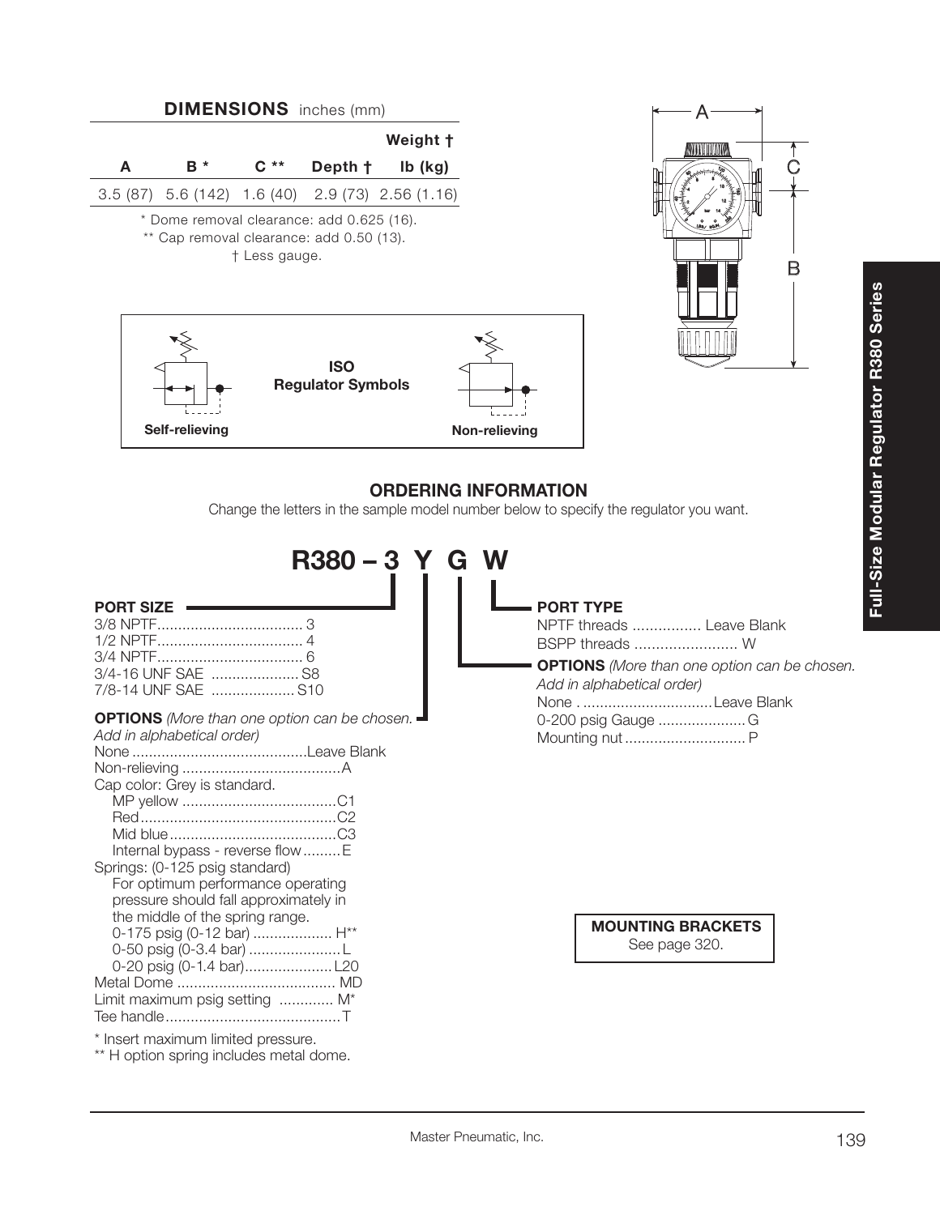## DIMENSIONS inches (mm)

| A | B * | C ** | Depth † | Weight † lb (kg) |
|---|---|---|---|---|
| 3.5 (87) | 5.6 (142) | 1.6 (40) | 2.9 (73) | 2.56 (1.16) |

\* Dome removal clearance: add 0.625 (16).
\*\* Cap removal clearance: add 0.50 (13).
† Less gauge.

A
C
B

**ISO Regulator Symbols**

**Self-relieving**

**Non-relieving**

## ORDERING INFORMATION

Change the letters in the sample model number below to specify the regulator you want.

# R380 – 3 Y G W

**PORT SIZE**
- 3/8 NPTF ........ 3
- 1/2 NPTF ........ 4
- 3/4 NPTF ........ 6
- 3/4-16 UNF SAE ........ S8
- 7/8-14 UNF SAE ........ S10

**OPTIONS** *(More than one option can be chosen. Add in alphabetical order)*
- None ........ Leave Blank
- Non-relieving ........ A
- Cap color: Grey is standard.
  - MP yellow ........ C1
  - Red ........ C2
  - Mid blue ........ C3
  - Internal bypass - reverse flow ........ E
- Springs: (0-125 psig standard)
  - For optimum performance operating pressure should fall approximately in the middle of the spring range.
  - 0-175 psig (0-12 bar) ........ H**
  - 0-50 psig (0-3.4 bar) ........ L
  - 0-20 psig (0-1.4 bar) ........ L20
- Metal Dome ........ MD
- Limit maximum psig setting ........ M*
- Tee handle ........ T

\* Insert maximum limited pressure.
\*\* H option spring includes metal dome.

**PORT TYPE**
- NPTF threads ........ Leave Blank
- BSPP threads ........ W

**OPTIONS** *(More than one option can be chosen. Add in alphabetical order)*
- None ........ Leave Blank
- 0-200 psig Gauge ........ G
- Mounting nut ........ P

**MOUNTING BRACKETS**
See page 320.